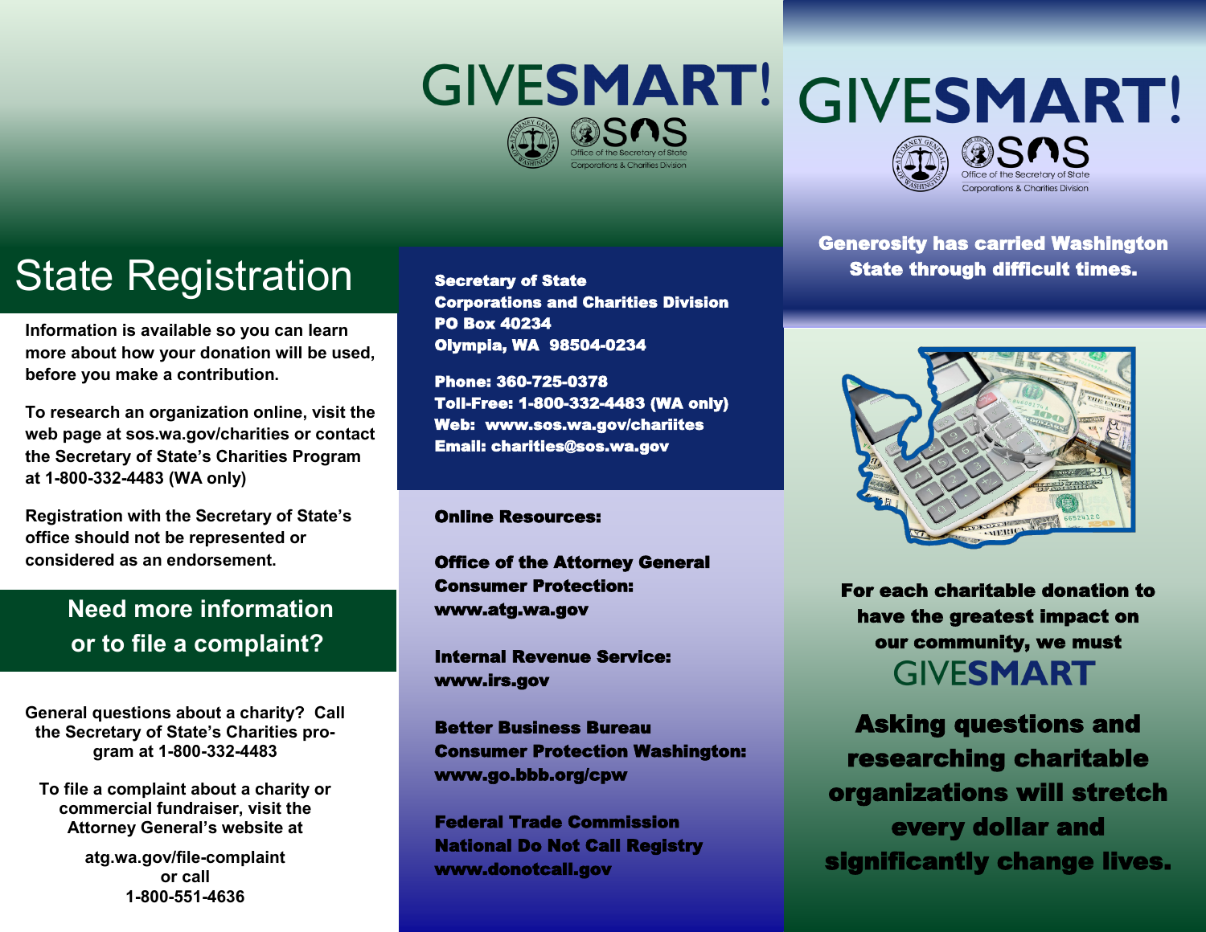# State Registration

**Information is available so you can learn more about how your donation will be used, before you make a contribution.**

**To research an organization online, visit the web page at sos.wa.gov/charities or contact the Secretary of State's Charities Program at 1-800-332-4483 (WA only)**

**Registration with the Secretary of State's office should not be represented or considered as an endorsement.**

## Need more information or to file a complaint?

**General questions about a charity? Call the Secretary of State's Charities program at 1-800-332-4483**

**To file a complaint about a charity or commercial fundraiser, visit the Attorney General's website at**

**atg.wa.gov/file-complaint**
**or call**
**1-800-551-4636**

GIVESMART!

Office of the Secretary of State
Corporations & Charities Division

**Secretary of State**
**Corporations and Charities Division**
**PO Box 40234**
**Olympia, WA 98504-0234**

**Phone: 360-725-0378**
**Toll-Free: 1-800-332-4483 (WA only)**
**Web: www.sos.wa.gov/chariites**
**Email: charities@sos.wa.gov**

**Online Resources:**

**Office of the Attorney General**
**Consumer Protection:**
**www.atg.wa.gov**

**Internal Revenue Service:**
**www.irs.gov**

**Better Business Bureau**
**Consumer Protection Washington:**
**www.go.bbb.org/cpw**

**Federal Trade Commission**
**National Do Not Call Registry**
**www.donotcall.gov**

# GIVESMART!

Office of the Secretary of State
Corporations & Charities Division

**Generosity has carried Washington State through difficult times.**

**For each charitable donation to have the greatest impact on our community, we must**

**GIVESMART**

**Asking questions and researching charitable organizations will stretch every dollar and significantly change lives.**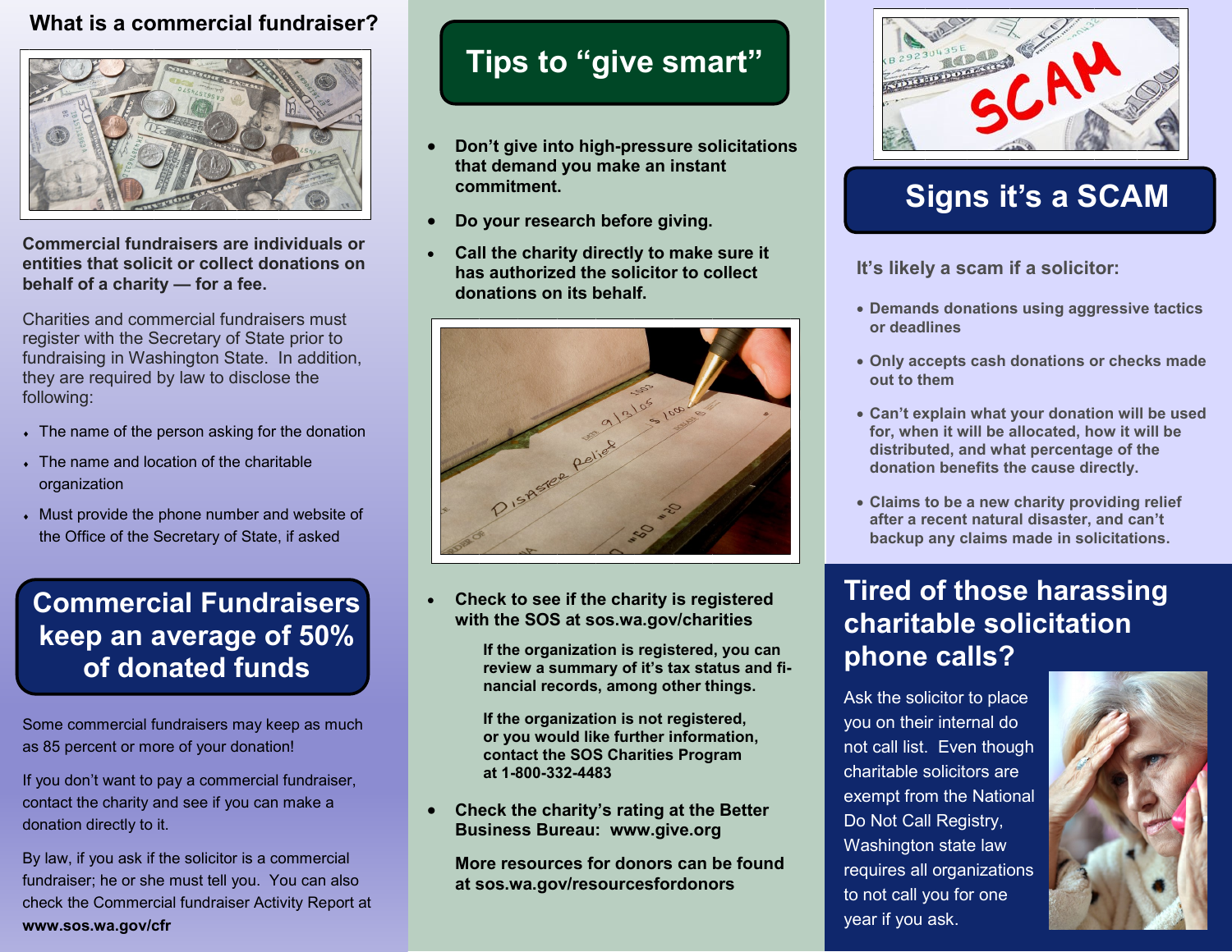## What is a commercial fundraiser?

**Commercial fundraisers are individuals or entities that solicit or collect donations on behalf of a charity — for a fee.**

Charities and commercial fundraisers must register with the Secretary of State prior to fundraising in Washington State. In addition, they are required by law to disclose the following:

- The name of the person asking for the donation
- The name and location of the charitable organization
- Must provide the phone number and website of the Office of the Secretary of State, if asked

## Commercial Fundraisers keep an average of 50% of donated funds

Some commercial fundraisers may keep as much as 85 percent or more of your donation!

If you don't want to pay a commercial fundraiser, contact the charity and see if you can make a donation directly to it.

By law, if you ask if the solicitor is a commercial fundraiser; he or she must tell you. You can also check the Commercial fundraiser Activity Report at **www.sos.wa.gov/cfr**

## Tips to "give smart"

- **Don't give into high-pressure solicitations that demand you make an instant commitment.**
- **Do your research before giving.**
- **Call the charity directly to make sure it has authorized the solicitor to collect donations on its behalf.**
- **Check to see if the charity is registered with the SOS at sos.wa.gov/charities**

  **If the organization is registered, you can review a summary of it's tax status and financial records, among other things.**

  **If the organization is not registered, or you would like further information, contact the SOS Charities Program at 1-800-332-4483**

- **Check the charity's rating at the Better Business Bureau: www.give.org**

**More resources for donors can be found at sos.wa.gov/resourcesfordonors**

## Signs it's a SCAM

**It's likely a scam if a solicitor:**

- **Demands donations using aggressive tactics or deadlines**
- **Only accepts cash donations or checks made out to them**
- **Can't explain what your donation will be used for, when it will be allocated, how it will be distributed, and what percentage of the donation benefits the cause directly.**
- **Claims to be a new charity providing relief after a recent natural disaster, and can't backup any claims made in solicitations.**

## Tired of those harassing charitable solicitation phone calls?

Ask the solicitor to place you on their internal do not call list. Even though charitable solicitors are exempt from the National Do Not Call Registry, Washington state law requires all organizations to not call you for one year if you ask.